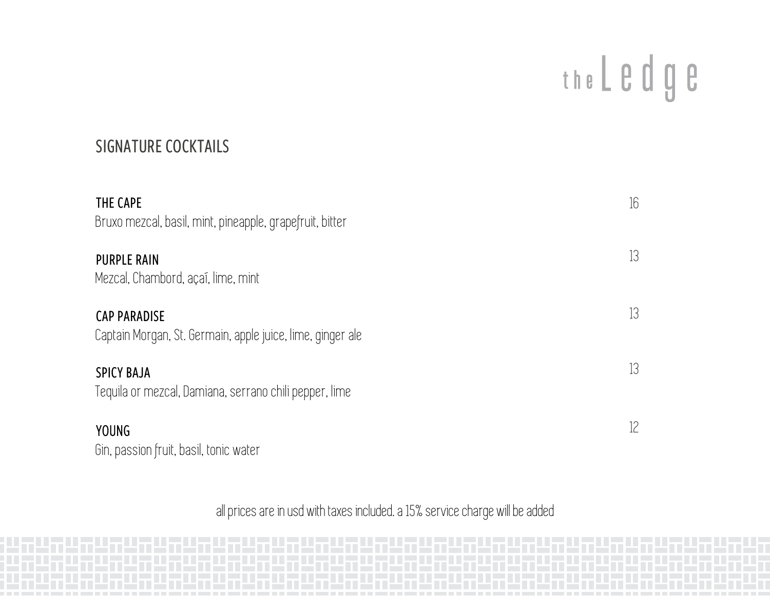# the Ledge

## SIGNATURE COCKTAILS

**THE CAPE** — 16
Bruxo mezcal, basil, mint, pineapple, grapefruit, bitter

**PURPLE RAIN** — 13
Mezcal, Chambord, açaī, lime, mint

**CAP PARADISE** — 13
Captain Morgan, St. Germain, apple juice, lime, ginger ale

**SPICY BAJA** — 13
Tequila or mezcal, Damiana, serrano chili pepper, lime

**YOUNG** — 12
Gin, passion fruit, basil, tonic water

all prices are in usd with taxes included. a 15% service charge will be added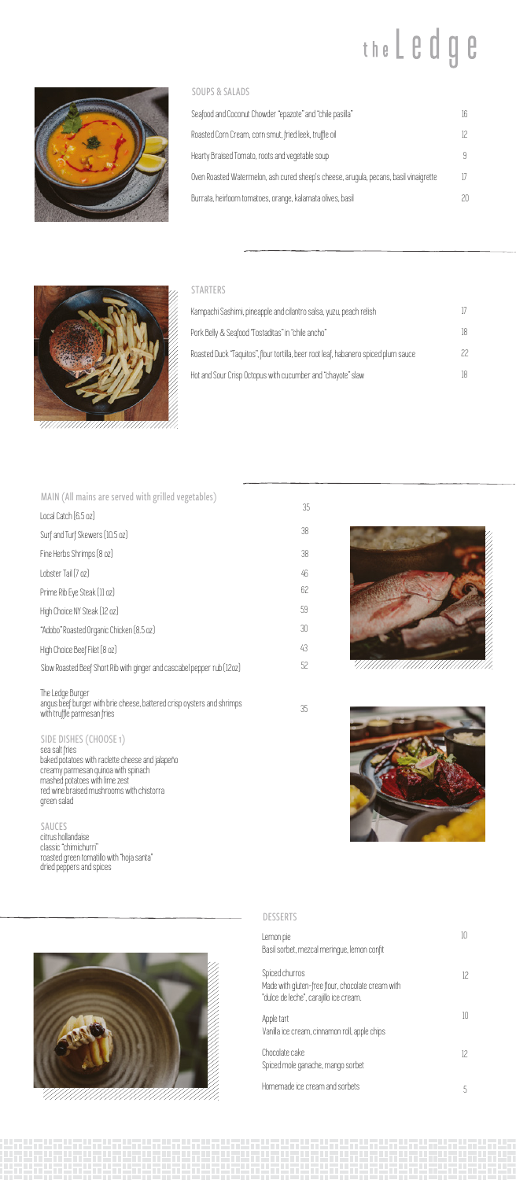# the Ledge

## SOUPS & SALADS

| | |
|---|---|
| Seafood and Coconut Chowder "epazote" and "chile pasilla" | 16 |
| Roasted Corn Cream, corn smut, fried leek, truffle oil | 12 |
| Hearty Braised Tomato, roots and vegetable soup | 9 |
| Oven Roasted Watermelon, ash cured sheep's cheese, arugula, pecans, basil vinaigrette | 17 |
| Burrata, heirloom tomatoes, orange, kalamata olives, basil | 20 |

## STARTERS

| | |
|---|---|
| Kampachi Sashimi, pineapple and cilantro salsa, yuzu, peach relish | 17 |
| Pork Belly & Seafood "Tostaditas" in "chile ancho" | 18 |
| Roasted Duck "Taquitos", flour tortilla, beer root leaf, habanero spiced plum sauce | 22 |
| Hot and Sour Crisp Octopus with cucumber and "chayote" slaw | 18 |

## MAIN (All mains are served with grilled vegetables)

| | |
|---|---|
| Local Catch (6.5 oz) | 35 |
| Surf and Turf Skewers (10.5 oz) | 38 |
| Fine Herbs Shrimps (8 oz) | 38 |
| Lobster Tail (7 oz) | 46 |
| Prime Rib Eye Steak (11 oz) | 62 |
| High Choice NY Steak (12 oz) | 59 |
| "Adobo" Roasted Organic Chicken (8.5 oz) | 30 |
| High Choice Beef Filet (8 oz) | 43 |
| Slow Roasted Beef Short Rib with ginger and cascabel pepper rub (12oz) | 52 |
| The Ledge Burger<br>angus beef burger with brie cheese, battered crisp oysters and shrimps with truffle parmesan fries | 35 |

### SIDE DISHES (CHOOSE 1)

sea salt fries
baked potatoes with raclette cheese and jalapeño
creamy parmesan quinoa with spinach
mashed potatoes with lime zest
red wine braised mushrooms with chistorra
green salad

### SAUCES

citrus hollandaise
classic "chimichurri"
roasted green tomatillo with "hoja santa"
dried peppers and spices

## DESSERTS

| | |
|---|---|
| Lemon pie<br>Basil sorbet, mezcal meringue, lemon confit | 10 |
| Spiced churros<br>Made with gluten-free flour, chocolate cream with "dulce de leche", carajillo ice cream. | 12 |
| Apple tart<br>Vanilla ice cream, cinnamon roll, apple chips | 10 |
| Chocolate cake<br>Spiced mole ganache, mango sorbet | 12 |
| Homemade ice cream and sorbets | 5 |